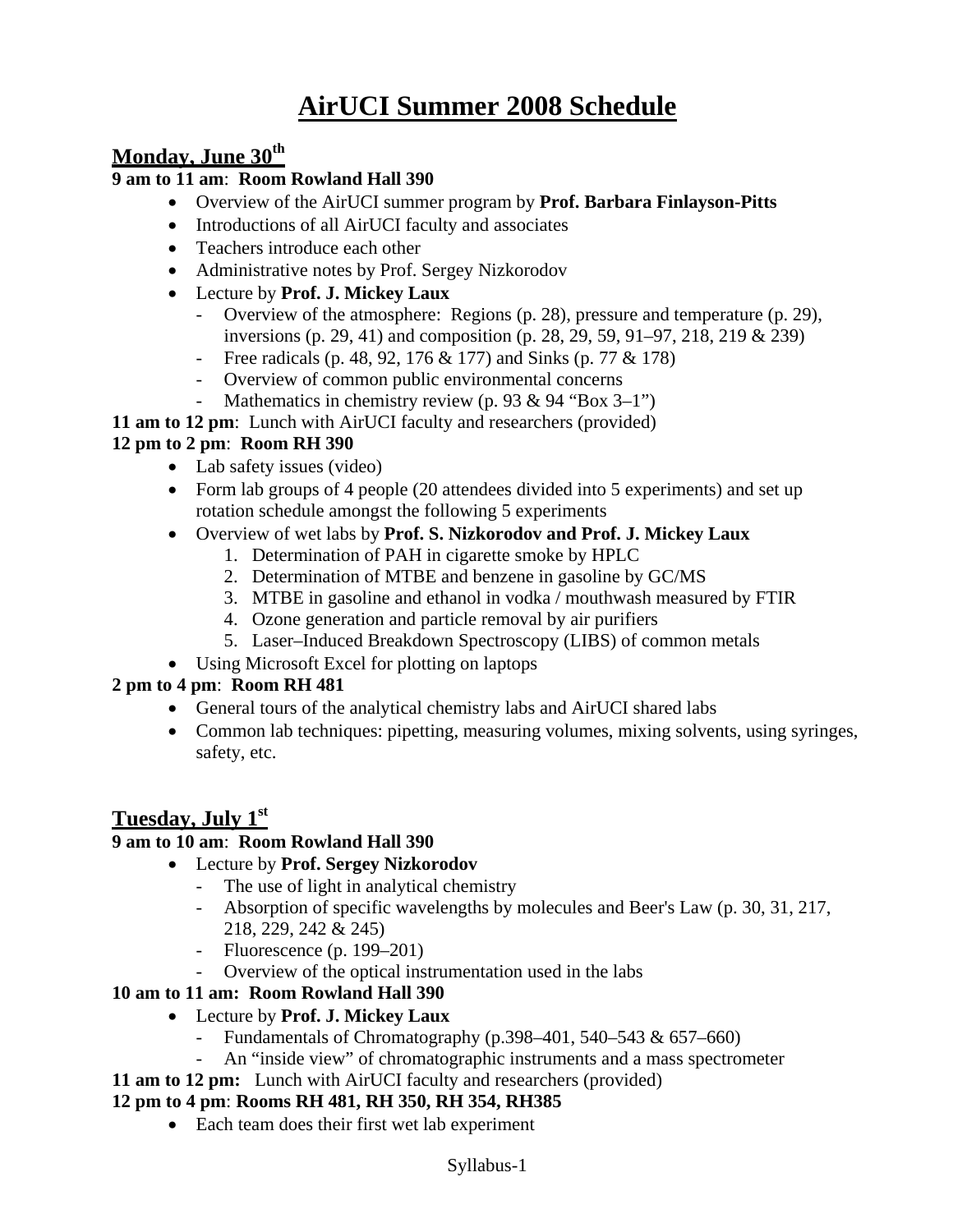# AirUCI Summer 2008 Schedule

## Monday, June 30th

**9 am to 11 am**: **Room Rowland Hall 390**

- Overview of the AirUCI summer program by **Prof. Barbara Finlayson-Pitts**
- Introductions of all AirUCI faculty and associates
- Teachers introduce each other
- Administrative notes by Prof. Sergey Nizkorodov
- Lecture by **Prof. J. Mickey Laux**
  - Overview of the atmosphere: Regions (p. 28), pressure and temperature (p. 29), inversions (p. 29, 41) and composition (p. 28, 29, 59, 91–97, 218, 219 & 239)
  - Free radicals (p. 48, 92, 176 & 177) and Sinks (p. 77 & 178)
  - Overview of common public environmental concerns
  - Mathematics in chemistry review (p. 93 & 94 "Box 3–1")

**11 am to 12 pm**: Lunch with AirUCI faculty and researchers (provided)

**12 pm to 2 pm**: **Room RH 390**

- Lab safety issues (video)
- Form lab groups of 4 people (20 attendees divided into 5 experiments) and set up rotation schedule amongst the following 5 experiments
- Overview of wet labs by **Prof. S. Nizkorodov and Prof. J. Mickey Laux**
  1. Determination of PAH in cigarette smoke by HPLC
  2. Determination of MTBE and benzene in gasoline by GC/MS
  3. MTBE in gasoline and ethanol in vodka / mouthwash measured by FTIR
  4. Ozone generation and particle removal by air purifiers
  5. Laser–Induced Breakdown Spectroscopy (LIBS) of common metals
- Using Microsoft Excel for plotting on laptops

**2 pm to 4 pm**: **Room RH 481**

- General tours of the analytical chemistry labs and AirUCI shared labs
- Common lab techniques: pipetting, measuring volumes, mixing solvents, using syringes, safety, etc.

## Tuesday, July 1st

**9 am to 10 am**: **Room Rowland Hall 390**

- Lecture by **Prof. Sergey Nizkorodov**
  - The use of light in analytical chemistry
  - Absorption of specific wavelengths by molecules and Beer's Law (p. 30, 31, 217, 218, 229, 242 & 245)
  - Fluorescence (p. 199–201)
  - Overview of the optical instrumentation used in the labs

**10 am to 11 am: Room Rowland Hall 390**

- Lecture by **Prof. J. Mickey Laux**
  - Fundamentals of Chromatography (p.398–401, 540–543 & 657–660)
  - An "inside view" of chromatographic instruments and a mass spectrometer

**11 am to 12 pm:** Lunch with AirUCI faculty and researchers (provided)

**12 pm to 4 pm**: **Rooms RH 481, RH 350, RH 354, RH385**

- Each team does their first wet lab experiment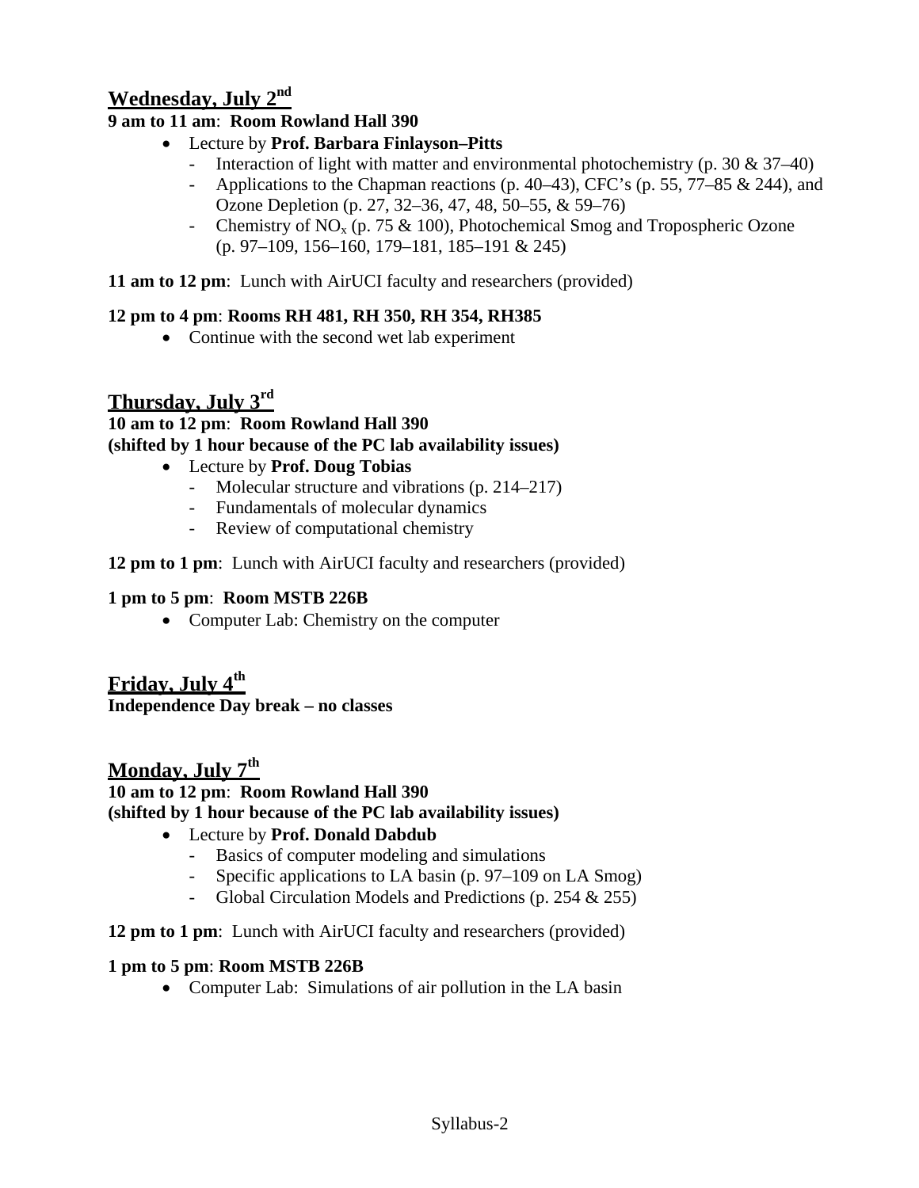## Wednesday, July 2nd

**9 am to 11 am**: **Room Rowland Hall 390**

- Lecture by **Prof. Barbara Finlayson–Pitts**
  - Interaction of light with matter and environmental photochemistry (p. 30 & 37–40)
  - Applications to the Chapman reactions (p. 40–43), CFC's (p. 55, 77–85 & 244), and Ozone Depletion (p. 27, 32–36, 47, 48, 50–55, & 59–76)
  - Chemistry of $NO_x$ (p. 75 & 100), Photochemical Smog and Tropospheric Ozone (p. 97–109, 156–160, 179–181, 185–191 & 245)

**11 am to 12 pm**: Lunch with AirUCI faculty and researchers (provided)

**12 pm to 4 pm**: **Rooms RH 481, RH 350, RH 354, RH385**

- Continue with the second wet lab experiment

## Thursday, July 3rd

**10 am to 12 pm**: **Room Rowland Hall 390**
**(shifted by 1 hour because of the PC lab availability issues)**

- Lecture by **Prof. Doug Tobias**
  - Molecular structure and vibrations (p. 214–217)
  - Fundamentals of molecular dynamics
  - Review of computational chemistry

**12 pm to 1 pm**: Lunch with AirUCI faculty and researchers (provided)

**1 pm to 5 pm**: **Room MSTB 226B**

- Computer Lab: Chemistry on the computer

## Friday, July 4th

**Independence Day break – no classes**

## Monday, July 7th

**10 am to 12 pm**: **Room Rowland Hall 390**
**(shifted by 1 hour because of the PC lab availability issues)**

- Lecture by **Prof. Donald Dabdub**
  - Basics of computer modeling and simulations
  - Specific applications to LA basin (p. 97–109 on LA Smog)
  - Global Circulation Models and Predictions (p. 254 & 255)

**12 pm to 1 pm**: Lunch with AirUCI faculty and researchers (provided)

**1 pm to 5 pm**: **Room MSTB 226B**

- Computer Lab: Simulations of air pollution in the LA basin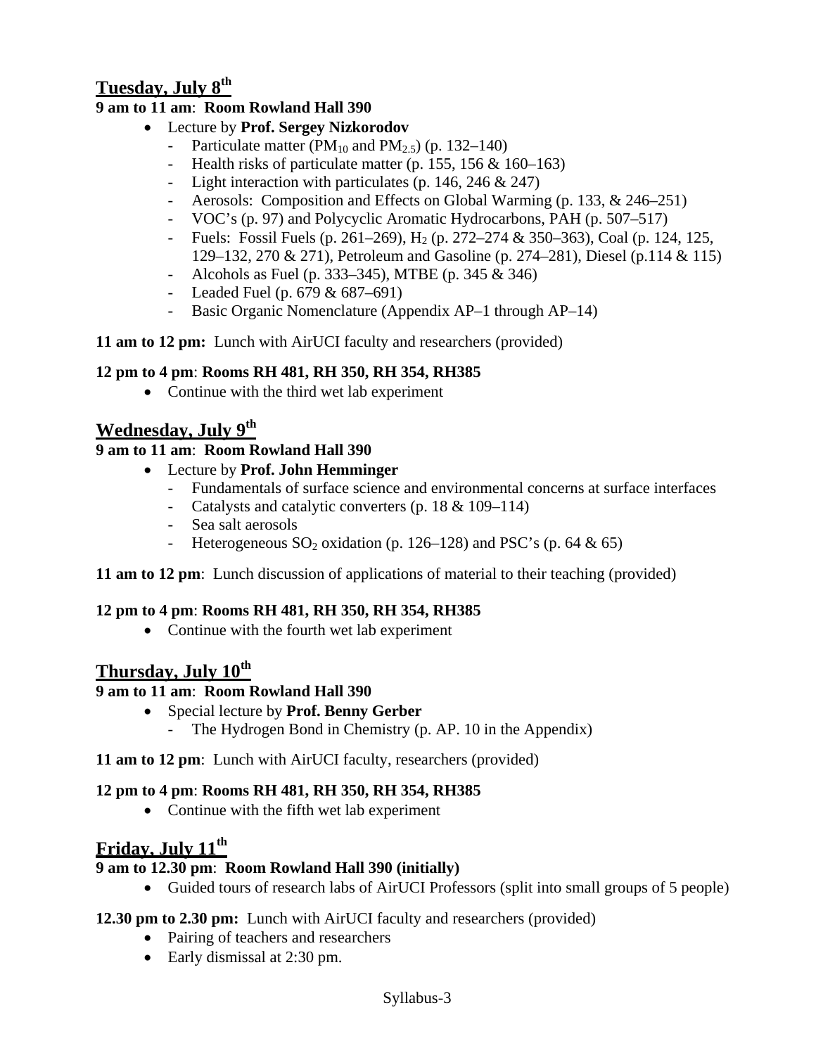## Tuesday, July 8th

**9 am to 11 am**: **Room Rowland Hall 390**

- Lecture by **Prof. Sergey Nizkorodov**
  - Particulate matter ($PM_{10}$ and $PM_{2.5}$) (p. 132–140)
  - Health risks of particulate matter (p. 155, 156 & 160–163)
  - Light interaction with particulates (p. 146, 246 & 247)
  - Aerosols: Composition and Effects on Global Warming (p. 133, & 246–251)
  - VOC's (p. 97) and Polycyclic Aromatic Hydrocarbons, PAH (p. 507–517)
  - Fuels: Fossil Fuels (p. 261–269), $H_2$ (p. 272–274 & 350–363), Coal (p. 124, 125, 129–132, 270 & 271), Petroleum and Gasoline (p. 274–281), Diesel (p.114 & 115)
  - Alcohols as Fuel (p. 333–345), MTBE (p. 345 & 346)
  - Leaded Fuel (p. 679 & 687–691)
  - Basic Organic Nomenclature (Appendix AP–1 through AP–14)

**11 am to 12 pm:** Lunch with AirUCI faculty and researchers (provided)

**12 pm to 4 pm**: **Rooms RH 481, RH 350, RH 354, RH385**

- Continue with the third wet lab experiment

## Wednesday, July 9th

**9 am to 11 am**: **Room Rowland Hall 390**

- Lecture by **Prof. John Hemminger**
  - Fundamentals of surface science and environmental concerns at surface interfaces
  - Catalysts and catalytic converters (p. 18 & 109–114)
  - Sea salt aerosols
  - Heterogeneous $SO_2$ oxidation (p. 126–128) and PSC's (p. 64 & 65)

**11 am to 12 pm**: Lunch discussion of applications of material to their teaching (provided)

**12 pm to 4 pm**: **Rooms RH 481, RH 350, RH 354, RH385**

- Continue with the fourth wet lab experiment

## Thursday, July 10th

**9 am to 11 am**: **Room Rowland Hall 390**

- Special lecture by **Prof. Benny Gerber**
  - The Hydrogen Bond in Chemistry (p. AP. 10 in the Appendix)

**11 am to 12 pm**: Lunch with AirUCI faculty, researchers (provided)

**12 pm to 4 pm**: **Rooms RH 481, RH 350, RH 354, RH385**

- Continue with the fifth wet lab experiment

## Friday, July 11th

**9 am to 12.30 pm**: **Room Rowland Hall 390 (initially)**

- Guided tours of research labs of AirUCI Professors (split into small groups of 5 people)

**12.30 pm to 2.30 pm:** Lunch with AirUCI faculty and researchers (provided)

- Pairing of teachers and researchers
- Early dismissal at 2:30 pm.